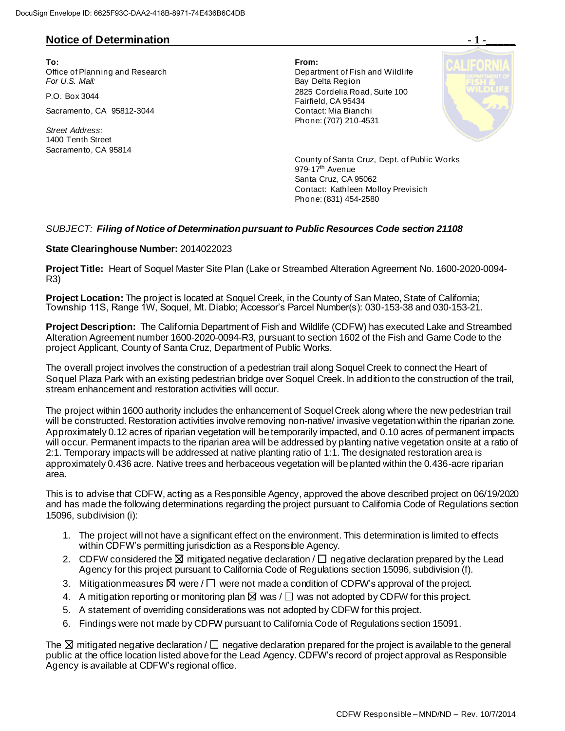DocuSign Envelope ID: 6625F93C-DAA2-418B-8971-74E436B6C4DB

## Notice of Determination

**To:**
Office of Planning and Research
*For U.S. Mail:*

P.O. Box 3044

Sacramento, CA 95812-3044

*Street Address:*
1400 Tenth Street
Sacramento, CA 95814

**From:**
Department of Fish and Wildlife
Bay Delta Region
2825 Cordelia Road, Suite 100
Fairfield, CA 95434
Contact: Mia Bianchi
Phone: (707) 210-4531

County of Santa Cruz, Dept. of Public Works
979-17th Avenue
Santa Cruz, CA 95062
Contact: Kathleen Molloy Previsich
Phone: (831) 454-2580

*SUBJECT:* ***Filing of Notice of Determination pursuant to Public Resources Code section 21108***

**State Clearinghouse Number:** 2014022023

**Project Title:** Heart of Soquel Master Site Plan (Lake or Streambed Alteration Agreement No. 1600-2020-0094-R3)

**Project Location:** The project is located at Soquel Creek, in the County of San Mateo, State of California; Township 11S, Range 1W, Soquel, Mt. Diablo; Accessor's Parcel Number(s): 030-153-38 and 030-153-21.

**Project Description:** The California Department of Fish and Wildlife (CDFW) has executed Lake and Streambed Alteration Agreement number 1600-2020-0094-R3, pursuant to section 1602 of the Fish and Game Code to the project Applicant, County of Santa Cruz, Department of Public Works.

The overall project involves the construction of a pedestrian trail along Soquel Creek to connect the Heart of Soquel Plaza Park with an existing pedestrian bridge over Soquel Creek. In addition to the construction of the trail, stream enhancement and restoration activities will occur.

The project within 1600 authority includes the enhancement of Soquel Creek along where the new pedestrian trail will be constructed. Restoration activities involve removing non-native/ invasive vegetation within the riparian zone. Approximately 0.12 acres of riparian vegetation will be temporarily impacted, and 0.10 acres of permanent impacts will occur. Permanent impacts to the riparian area will be addressed by planting native vegetation onsite at a ratio of 2:1. Temporary impacts will be addressed at native planting ratio of 1:1. The designated restoration area is approximately 0.436 acre. Native trees and herbaceous vegetation will be planted within the 0.436-acre riparian area.

This is to advise that CDFW, acting as a Responsible Agency, approved the above described project on 06/19/2020 and has made the following determinations regarding the project pursuant to California Code of Regulations section 15096, subdivision (i):

1. The project will not have a significant effect on the environment. This determination is limited to effects within CDFW's permitting jurisdiction as a Responsible Agency.
2. CDFW considered the ☒ mitigated negative declaration / ☐ negative declaration prepared by the Lead Agency for this project pursuant to California Code of Regulations section 15096, subdivision (f).
3. Mitigation measures ☒ were / ☐ were not made a condition of CDFW's approval of the project.
4. A mitigation reporting or monitoring plan ☒ was / ☐ was not adopted by CDFW for this project.
5. A statement of overriding considerations was not adopted by CDFW for this project.
6. Findings were not made by CDFW pursuant to California Code of Regulations section 15091.

The ☒ mitigated negative declaration / ☐ negative declaration prepared for the project is available to the general public at the office location listed above for the Lead Agency. CDFW's record of project approval as Responsible Agency is available at CDFW's regional office.

CDFW Responsible – MND/ND – Rev. 10/7/2014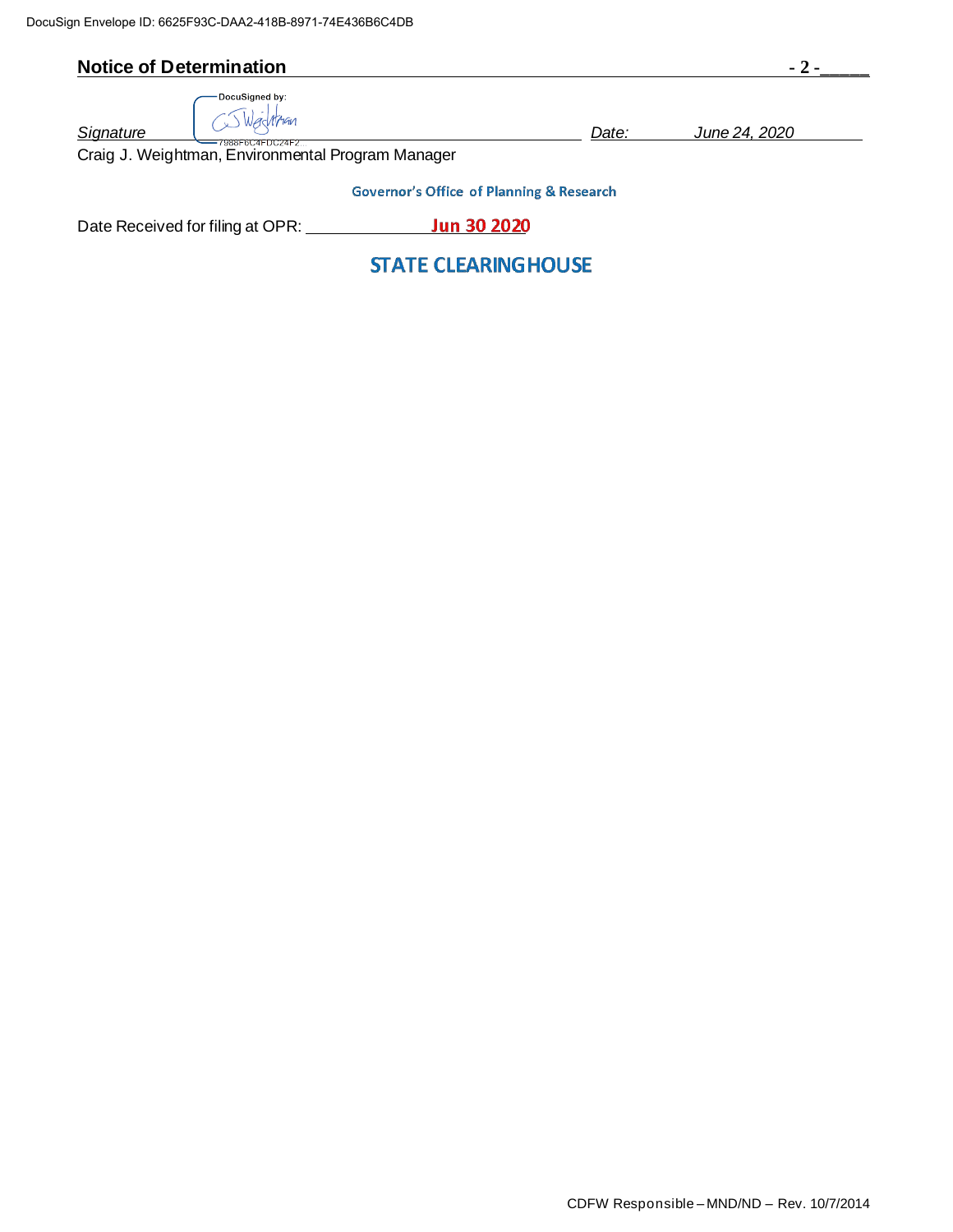DocuSign Envelope ID: 6625F93C-DAA2-418B-8971-74E436B6C4DB

**Notice of Determination**

*Signature* DocuSigned by: C.J. Weightman 7988F6C4FDC24F2... *Date:* *June 24, 2020*

Craig J. Weightman, Environmental Program Manager

Governor's Office of Planning & Research

Date Received for filing at OPR: Jun 30 2020

STATE CLEARINGHOUSE

CDFW Responsible – MND/ND – Rev. 10/7/2014